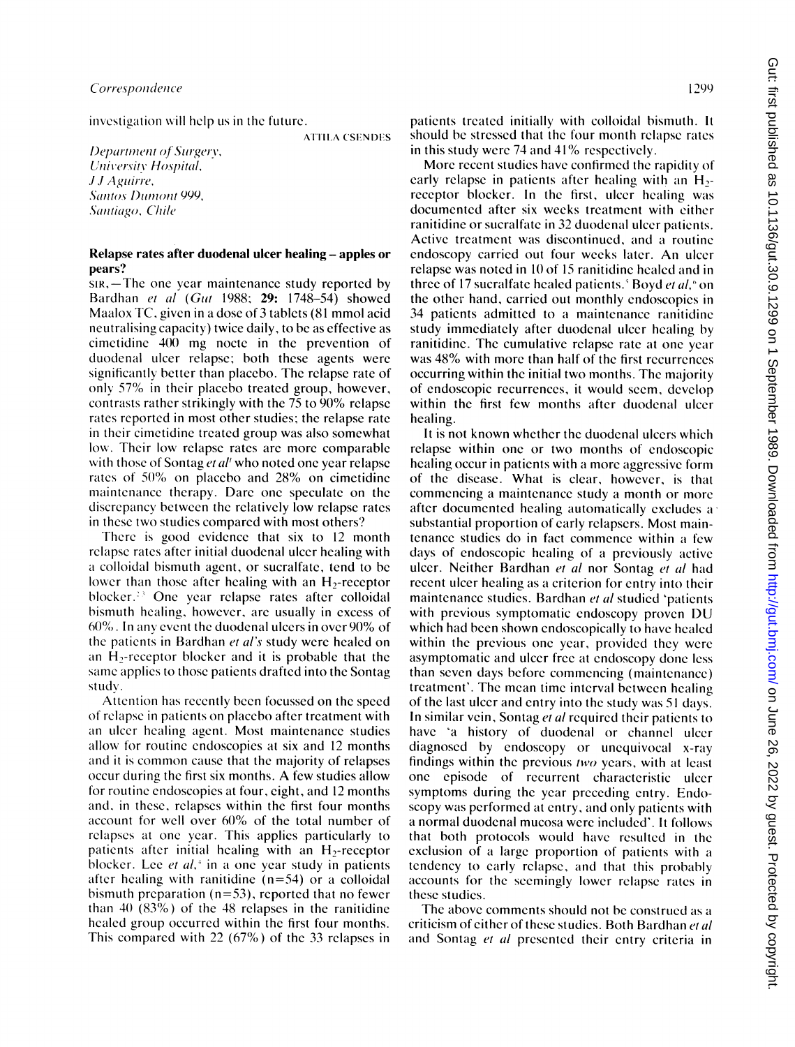investigation will help us in the future.

ATTILA CSENDES

*Department of Surgery,*
*University Hospital,*
*J J Aguirre,*
*Santos Dumont 999,*
*Santiago, Chile*

## Relapse rates after duodenal ulcer healing – apples or pears?

SIR,—The one year maintenance study reported by Bardhan *et al* (*Gut* 1988; **29:** 1748–54) showed Maalox TC, given in a dose of 3 tablets (81 mmol acid neutralising capacity) twice daily, to be as effective as cimetidine 400 mg nocte in the prevention of duodenal ulcer relapse; both these agents were significantly better than placebo. The relapse rate of only 57% in their placebo treated group, however, contrasts rather strikingly with the 75 to 90% relapse rates reported in most other studies; the relapse rate in their cimetidine treated group was also somewhat low. Their low relapse rates are more comparable with those of Sontag *et al*[1] who noted one year relapse rates of 50% on placebo and 28% on cimetidine maintenance therapy. Dare one speculate on the discrepancy between the relatively low relapse rates in these two studies compared with most others?

There is good evidence that six to 12 month relapse rates after initial duodenal ulcer healing with a colloidal bismuth agent, or sucralfate, tend to be lower than those after healing with an $H_2$-receptor blocker.[2,3] One year relapse rates after colloidal bismuth healing, however, are usually in excess of 60%. In any event the duodenal ulcers in over 90% of the patients in Bardhan *et al's* study were healed on an $H_2$-receptor blocker and it is probable that the same applies to those patients drafted into the Sontag study.

Attention has recently been focussed on the speed of relapse in patients on placebo after treatment with an ulcer healing agent. Most maintenance studies allow for routine endoscopies at six and 12 months and it is common cause that the majority of relapses occur during the first six months. A few studies allow for routine endoscopies at four, eight, and 12 months and, in these, relapses within the first four months account for well over 60% of the total number of relapses at one year. This applies particularly to patients after initial healing with an $H_2$-receptor blocker. Lee *et al*,[4] in a one year study in patients after healing with ranitidine (n=54) or a colloidal bismuth preparation (n=53), reported that no fewer than 40 (83%) of the 48 relapses in the ranitidine healed group occurred within the first four months. This compared with 22 (67%) of the 33 relapses in patients treated initially with colloidal bismuth. It should be stressed that the four month relapse rates in this study were 74 and 41% respectively.

More recent studies have confirmed the rapidity of early relapse in patients after healing with an $H_2$-receptor blocker. In the first, ulcer healing was documented after six weeks treatment with either ranitidine or sucralfate in 32 duodenal ulcer patients. Active treatment was discontinued, and a routine endoscopy carried out four weeks later. An ulcer relapse was noted in 10 of 15 ranitidine healed and in three of 17 sucralfate healed patients.[5] Boyd *et al*,[6] on the other hand, carried out monthly endoscopies in 34 patients admitted to a maintenance ranitidine study immediately after duodenal ulcer healing by ranitidine. The cumulative relapse rate at one year was 48% with more than half of the first recurrences occurring within the initial two months. The majority of endoscopic recurrences, it would seem, develop within the first few months after duodenal ulcer healing.

It is not known whether the duodenal ulcers which relapse within one or two months of endoscopic healing occur in patients with a more aggressive form of the disease. What is clear, however, is that commencing a maintenance study a month or more after documented healing automatically excludes a substantial proportion of early relapsers. Most maintenance studies do in fact commence within a few days of endoscopic healing of a previously active ulcer. Neither Bardhan *et al* nor Sontag *et al* had recent ulcer healing as a criterion for entry into their maintenance studies. Bardhan *et al* studied 'patients with previous symptomatic endoscopy proven DU which had been shown endoscopically to have healed within the previous one year, provided they were asymptomatic and ulcer free at endoscopy done less than seven days before commencing (maintenance) treatment'. The mean time interval between healing of the last ulcer and entry into the study was 51 days. In similar vein, Sontag *et al* required their patients to have 'a history of duodenal or channel ulcer diagnosed by endoscopy or unequivocal x-ray findings within the previous *two* years, with at least one episode of recurrent characteristic ulcer symptoms during the year preceding entry. Endoscopy was performed at entry, and only patients with a normal duodenal mucosa were included'. It follows that both protocols would have resulted in the exclusion of a large proportion of patients with a tendency to early relapse, and that this probably accounts for the seemingly lower relapse rates in these studies.

The above comments should not be construed as a criticism of either of these studies. Both Bardhan *et al* and Sontag *et al* presented their entry criteria in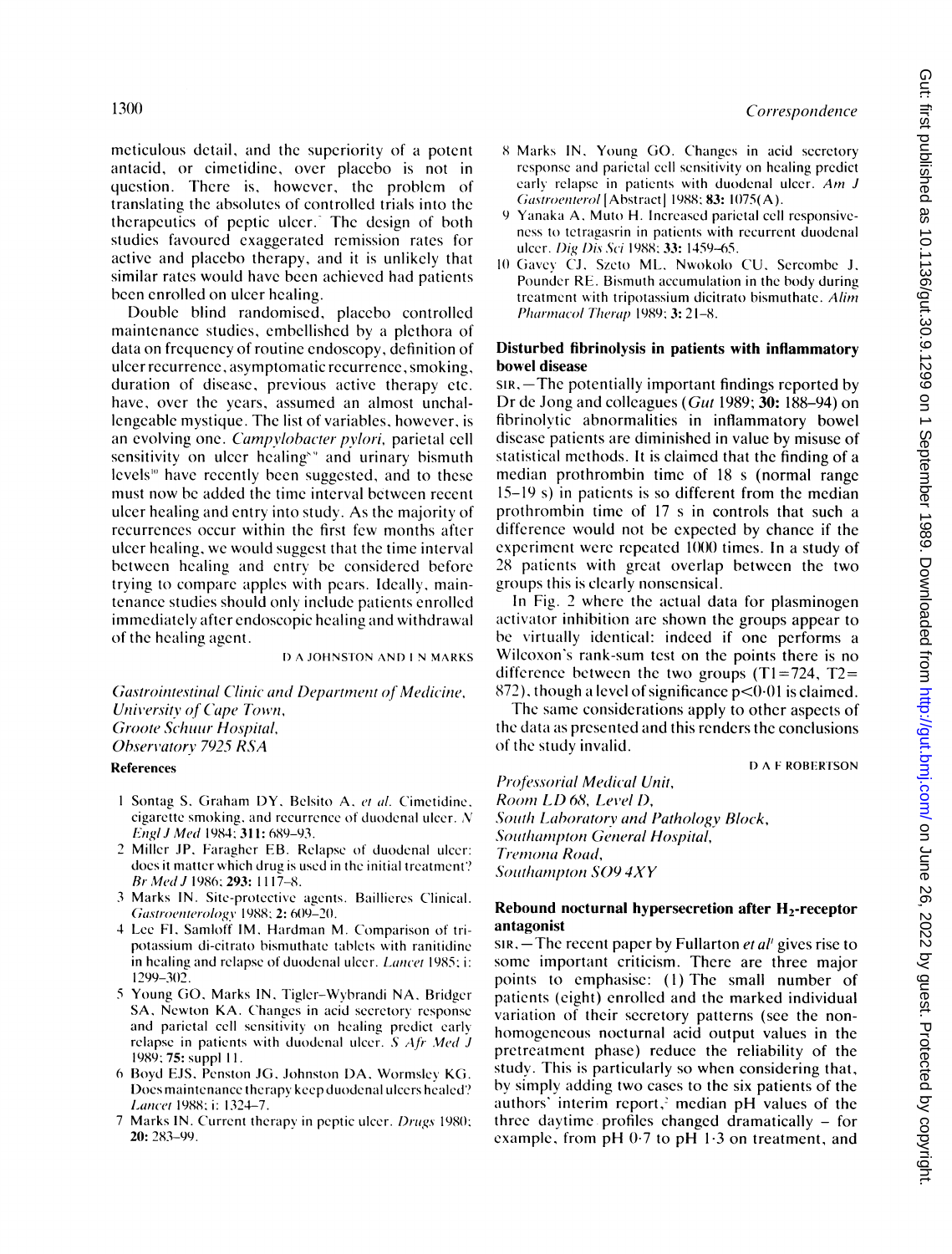meticulous detail, and the superiority of a potent antacid, or cimetidine, over placebo is not in question. There is, however, the problem of translating the absolutes of controlled trials into the therapeutics of peptic ulcer.[7] The design of both studies favoured exaggerated remission rates for active and placebo therapy, and it is unlikely that similar rates would have been achieved had patients been enrolled on ulcer healing.

Double blind randomised, placebo controlled maintenance studies, embellished by a plethora of data on frequency of routine endoscopy, definition of ulcer recurrence, asymptomatic recurrence, smoking, duration of disease, previous active therapy etc. have, over the years, assumed an almost unchallengeable mystique. The list of variables, however, is an evolving one. *Campylobacter pylori*, parietal cell sensitivity on ulcer healing[8,9] and urinary bismuth levels[10] have recently been suggested, and to these must now be added the time interval between recent ulcer healing and entry into study. As the majority of recurrences occur within the first few months after ulcer healing, we would suggest that the time interval between healing and entry be considered before trying to compare apples with pears. Ideally, maintenance studies should only include patients enrolled immediately after endoscopic healing and withdrawal of the healing agent.

D A JOHNSTON AND I N MARKS

*Gastrointestinal Clinic and Department of Medicine, University of Cape Town, Groote Schuur Hospital, Observatory 7925 RSA*

### References

1. Sontag S, Graham DY, Belsito A, *et al.* Cimetidine, cigarette smoking, and recurrence of duodenal ulcer. *N Engl J Med* 1984; **311:** 689–93.
2. Miller JP, Faragher EB. Relapse of duodenal ulcer: does it matter which drug is used in the initial treatment? *Br Med J* 1986; **293:** 1117–8.
3. Marks IN. Site-protective agents. Baillieres Clinical. *Gastroenterology* 1988; **2:** 609–20.
4. Lee FI, Samloff IM, Hardman M. Comparison of tri-potassium di-citrato bismuthate tablets with ranitidine in healing and relapse of duodenal ulcer. *Lancet* 1985; i: 1299–302.
5. Young GO, Marks IN, Tigler-Wybrandi NA, Bridger SA, Newton KA. Changes in acid secretory response and parietal cell sensitivity on healing predict early relapse in patients with duodenal ulcer. *S Afr Med J* 1989; **75:** suppl 11.
6. Boyd EJS, Penston JG, Johnston DA, Wormsley KG. Does maintenance therapy keep duodenal ulcers healed? *Lancet* 1988; i: 1324–7.
7. Marks IN. Current therapy in peptic ulcer. *Drugs* 1980; **20:** 283–99.
8. Marks IN, Young GO. Changes in acid secretory response and parietal cell sensitivity on healing predict early relapse in patients with duodenal ulcer. *Am J Gastroenterol* [Abstract] 1988; **83:** 1075(A).
9. Yanaka A, Muto H. Increased parietal cell responsiveness to tetragasrin in patients with recurrent duodenal ulcer. *Dig Dis Sci* 1988; **33:** 1459–65.
10. Gavey CJ, Szeto ML, Nwokolo CU, Sercombe J, Pounder RE. Bismuth accumulation in the body during treatment with tripotassium dicitrato bismuthate. *Alim Pharmacol Therap* 1989; **3:** 21–8.

## Disturbed fibrinolysis in patients with inflammatory bowel disease

SIR,—The potentially important findings reported by Dr de Jong and colleagues (*Gut* 1989; **30:** 188–94) on fibrinolytic abnormalities in inflammatory bowel disease patients are diminished in value by misuse of statistical methods. It is claimed that the finding of a median prothrombin time of 18 s (normal range 15–19 s) in patients is so different from the median prothrombin time of 17 s in controls that such a difference would not be expected by chance if the experiment were repeated 1000 times. In a study of 28 patients with great overlap between the two groups this is clearly nonsensical.

In Fig. 2 where the actual data for plasminogen activator inhibition are shown the groups appear to be virtually identical: indeed if one performs a Wilcoxon's rank-sum test on the points there is no difference between the two groups (T1=724, T2=872), though a level of significance $p<0{\cdot}01$ is claimed.

The same considerations apply to other aspects of the data as presented and this renders the conclusions of the study invalid.

D A F ROBERTSON

*Professorial Medical Unit, Room LD 68, Level D, South Laboratory and Pathology Block, Southampton General Hospital, Tremona Road, Southampton SO9 4XY*

## Rebound nocturnal hypersecretion after $H_2$-receptor antagonist

SIR,—The recent paper by Fullarton *et al*[1] gives rise to some important criticism. There are three major points to emphasise: (1) The small number of patients (eight) enrolled and the marked individual variation of their secretory patterns (see the non-homogeneous nocturnal acid output values in the pretreatment phase) reduce the reliability of the study. This is particularly so when considering that, by simply adding two cases to the six patients of the authors' interim report,[2] median pH values of the three daytime profiles changed dramatically – for example, from pH 0·7 to pH 1·3 on treatment, and